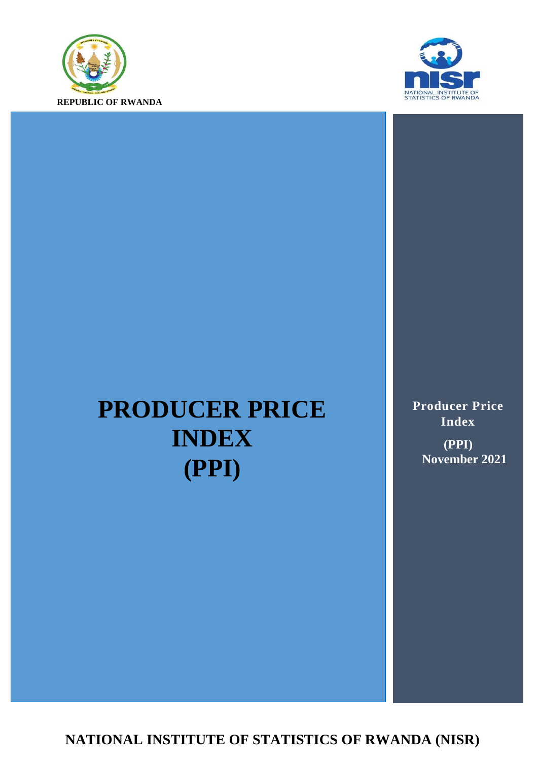REPUBLIC OF RWANDA

# PRODUCER PRICE INDEX (PPI)

**Producer Price Index**

**(PPI)**
**November 2021**

**NATIONAL INSTITUTE OF STATISTICS OF RWANDA (NISR)**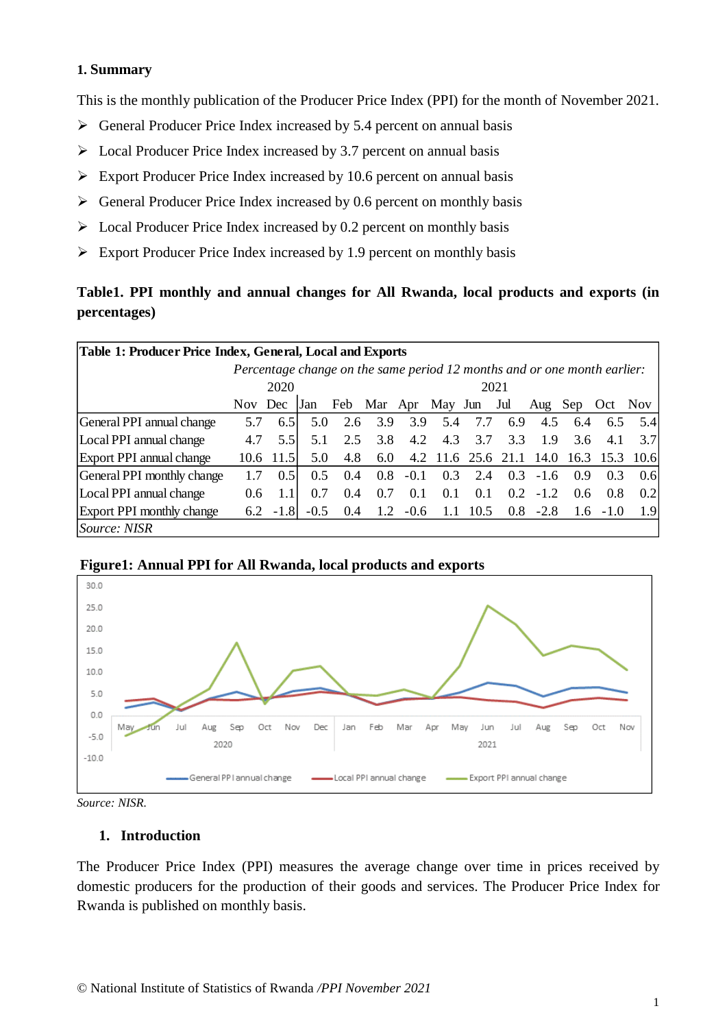**1. Summary**

This is the monthly publication of the Producer Price Index (PPI) for the month of November 2021.

- General Producer Price Index increased by 5.4 percent on annual basis
- Local Producer Price Index increased by 3.7 percent on annual basis
- Export Producer Price Index increased by 10.6 percent on annual basis
- General Producer Price Index increased by 0.6 percent on monthly basis
- Local Producer Price Index increased by 0.2 percent on monthly basis
- Export Producer Price Index increased by 1.9 percent on monthly basis

**Table1. PPI monthly and annual changes for All Rwanda, local products and exports (in percentages)**

| Table 1: Producer Price Index, General, Local and Exports | | | | | | | | | | | | | |
|---|---|---|---|---|---|---|---|---|---|---|---|---|---|
| | *Percentage change on the same period 12 months and or one month earlier:* | | | | | | | | | | | | |
| | 2020 | | 2021 | | | | | | | | | | |
| | Nov | Dec | Jan | Feb | Mar | Apr | May | Jun | Jul | Aug | Sep | Oct | Nov |
| General PPI annual change | 5.7 | 6.5 | 5.0 | 2.6 | 3.9 | 3.9 | 5.4 | 7.7 | 6.9 | 4.5 | 6.4 | 6.5 | 5.4 |
| Local PPI annual change | 4.7 | 5.5 | 5.1 | 2.5 | 3.8 | 4.2 | 4.3 | 3.7 | 3.3 | 1.9 | 3.6 | 4.1 | 3.7 |
| Export PPI annual change | 10.6 | 11.5 | 5.0 | 4.8 | 6.0 | 4.2 | 11.6 | 25.6 | 21.1 | 14.0 | 16.3 | 15.3 | 10.6 |
| General PPI monthly change | 1.7 | 0.5 | 0.5 | 0.4 | 0.8 | -0.1 | 0.3 | 2.4 | 0.3 | -1.6 | 0.9 | 0.3 | 0.6 |
| Local PPI annual change | 0.6 | 1.1 | 0.7 | 0.4 | 0.7 | 0.1 | 0.1 | 0.1 | 0.2 | -1.2 | 0.6 | 0.8 | 0.2 |
| Export PPI monthly change | 6.2 | -1.8 | -0.5 | 0.4 | 1.2 | -0.6 | 1.1 | 10.5 | 0.8 | -2.8 | 1.6 | -1.0 | 1.9 |
| *Source: NISR* | | | | | | | | | | | | | |

**Figure1: Annual PPI for All Rwanda, local products and exports**

*Source: NISR.*

## 1. Introduction

The Producer Price Index (PPI) measures the average change over time in prices received by domestic producers for the production of their goods and services. The Producer Price Index for Rwanda is published on monthly basis.

© National Institute of Statistics of Rwanda */PPI November 2021*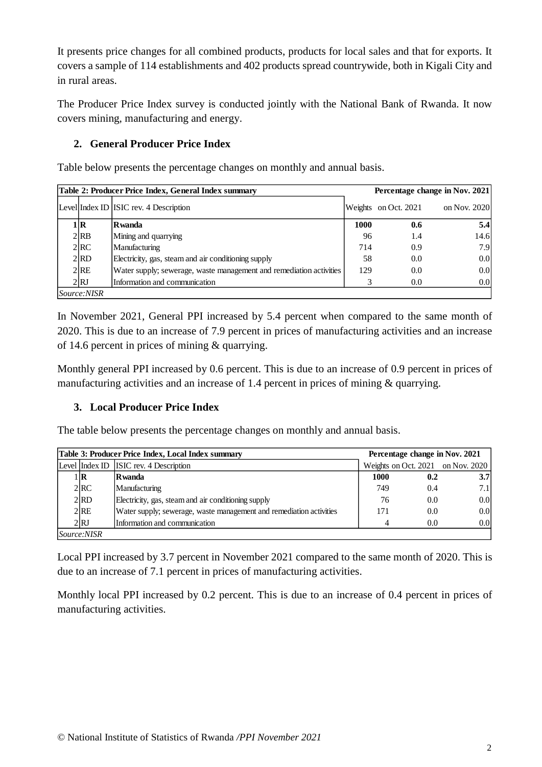It presents price changes for all combined products, products for local sales and that for exports. It covers a sample of 114 establishments and 402 products spread countrywide, both in Kigali City and in rural areas.

The Producer Price Index survey is conducted jointly with the National Bank of Rwanda. It now covers mining, manufacturing and energy.

## 2. General Producer Price Index

Table below presents the percentage changes on monthly and annual basis.

| **Table 2: Producer Price Index, General Index summary** | | | **Percentage change in Nov. 2021** | | |
|---|---|---|---|---|---|
| Level | Index ID | ISIC rev. 4 Description | Weights | on Oct. 2021 | on Nov. 2020 |
| 1 | **R** | **Rwanda** | **1000** | **0.6** | **5.4** |
| 2 | RB | Mining and quarrying | 96 | 1.4 | 14.6 |
| 2 | RC | Manufacturing | 714 | 0.9 | 7.9 |
| 2 | RD | Electricity, gas, steam and air conditioning supply | 58 | 0.0 | 0.0 |
| 2 | RE | Water supply; sewerage, waste management and remediation activities | 129 | 0.0 | 0.0 |
| 2 | RJ | Information and communication | 3 | 0.0 | 0.0 |
| *Source:NISR* | | | | | |

In November 2021, General PPI increased by 5.4 percent when compared to the same month of 2020. This is due to an increase of 7.9 percent in prices of manufacturing activities and an increase of 14.6 percent in prices of mining & quarrying.

Monthly general PPI increased by 0.6 percent. This is due to an increase of 0.9 percent in prices of manufacturing activities and an increase of 1.4 percent in prices of mining & quarrying.

## 3. Local Producer Price Index

The table below presents the percentage changes on monthly and annual basis.

| **Table 3: Producer Price Index, Local Index summary** | | | **Percentage change in Nov. 2021** | | |
|---|---|---|---|---|---|
| Level | Index ID | ISIC rev. 4 Description | Weights | on Oct. 2021 | on Nov. 2020 |
| 1 | **R** | **Rwanda** | **1000** | **0.2** | **3.7** |
| 2 | RC | Manufacturing | 749 | 0.4 | 7.1 |
| 2 | RD | Electricity, gas, steam and air conditioning supply | 76 | 0.0 | 0.0 |
| 2 | RE | Water supply; sewerage, waste management and remediation activities | 171 | 0.0 | 0.0 |
| 2 | RJ | Information and communication | 4 | 0.0 | 0.0 |
| *Source:NISR* | | | | | |

Local PPI increased by 3.7 percent in November 2021 compared to the same month of 2020. This is due to an increase of 7.1 percent in prices of manufacturing activities.

Monthly local PPI increased by 0.2 percent. This is due to an increase of 0.4 percent in prices of manufacturing activities.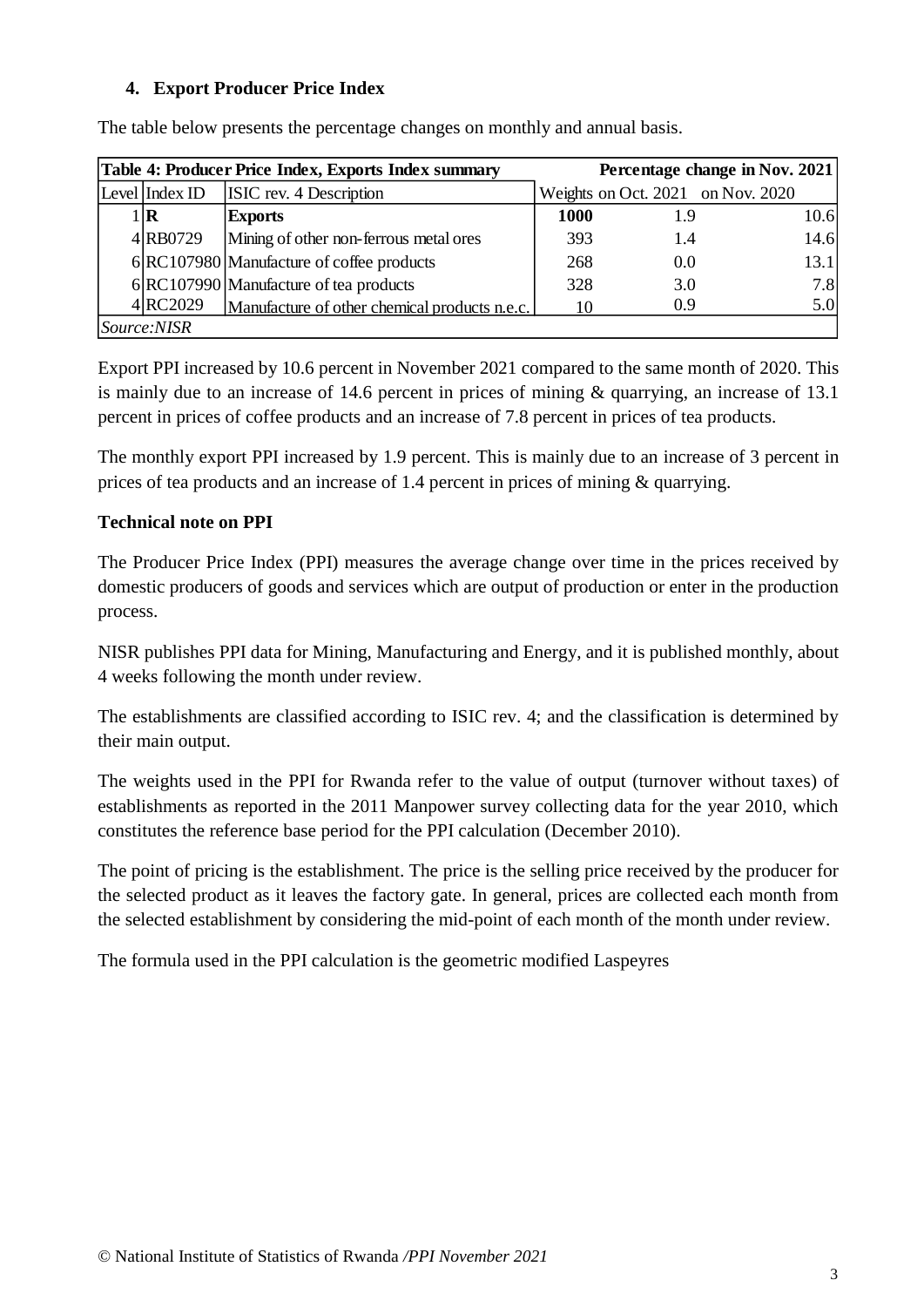### 4. Export Producer Price Index

The table below presents the percentage changes on monthly and annual basis.

| Table 4: Producer Price Index, Exports Index summary | | | Percentage change in Nov. 2021 | | |
|---|---|---|---|---|---|
| Level | Index ID | ISIC rev. 4 Description | Weights | on Oct. 2021 | on Nov. 2020 |
| 1 | **R** | **Exports** | **1000** | 1.9 | 10.6 |
| 4 | RB0729 | Mining of other non-ferrous metal ores | 393 | 1.4 | 14.6 |
| 6 | RC107980 | Manufacture of coffee products | 268 | 0.0 | 13.1 |
| 6 | RC107990 | Manufacture of tea products | 328 | 3.0 | 7.8 |
| 4 | RC2029 | Manufacture of other chemical products n.e.c. | 10 | 0.9 | 5.0 |
| *Source:NISR* | | | | | |

Export PPI increased by 10.6 percent in November 2021 compared to the same month of 2020. This is mainly due to an increase of 14.6 percent in prices of mining & quarrying, an increase of 13.1 percent in prices of coffee products and an increase of 7.8 percent in prices of tea products.

The monthly export PPI increased by 1.9 percent. This is mainly due to an increase of 3 percent in prices of tea products and an increase of 1.4 percent in prices of mining & quarrying.

**Technical note on PPI**

The Producer Price Index (PPI) measures the average change over time in the prices received by domestic producers of goods and services which are output of production or enter in the production process.

NISR publishes PPI data for Mining, Manufacturing and Energy, and it is published monthly, about 4 weeks following the month under review.

The establishments are classified according to ISIC rev. 4; and the classification is determined by their main output.

The weights used in the PPI for Rwanda refer to the value of output (turnover without taxes) of establishments as reported in the 2011 Manpower survey collecting data for the year 2010, which constitutes the reference base period for the PPI calculation (December 2010).

The point of pricing is the establishment. The price is the selling price received by the producer for the selected product as it leaves the factory gate. In general, prices are collected each month from the selected establishment by considering the mid-point of each month of the month under review.

The formula used in the PPI calculation is the geometric modified Laspeyres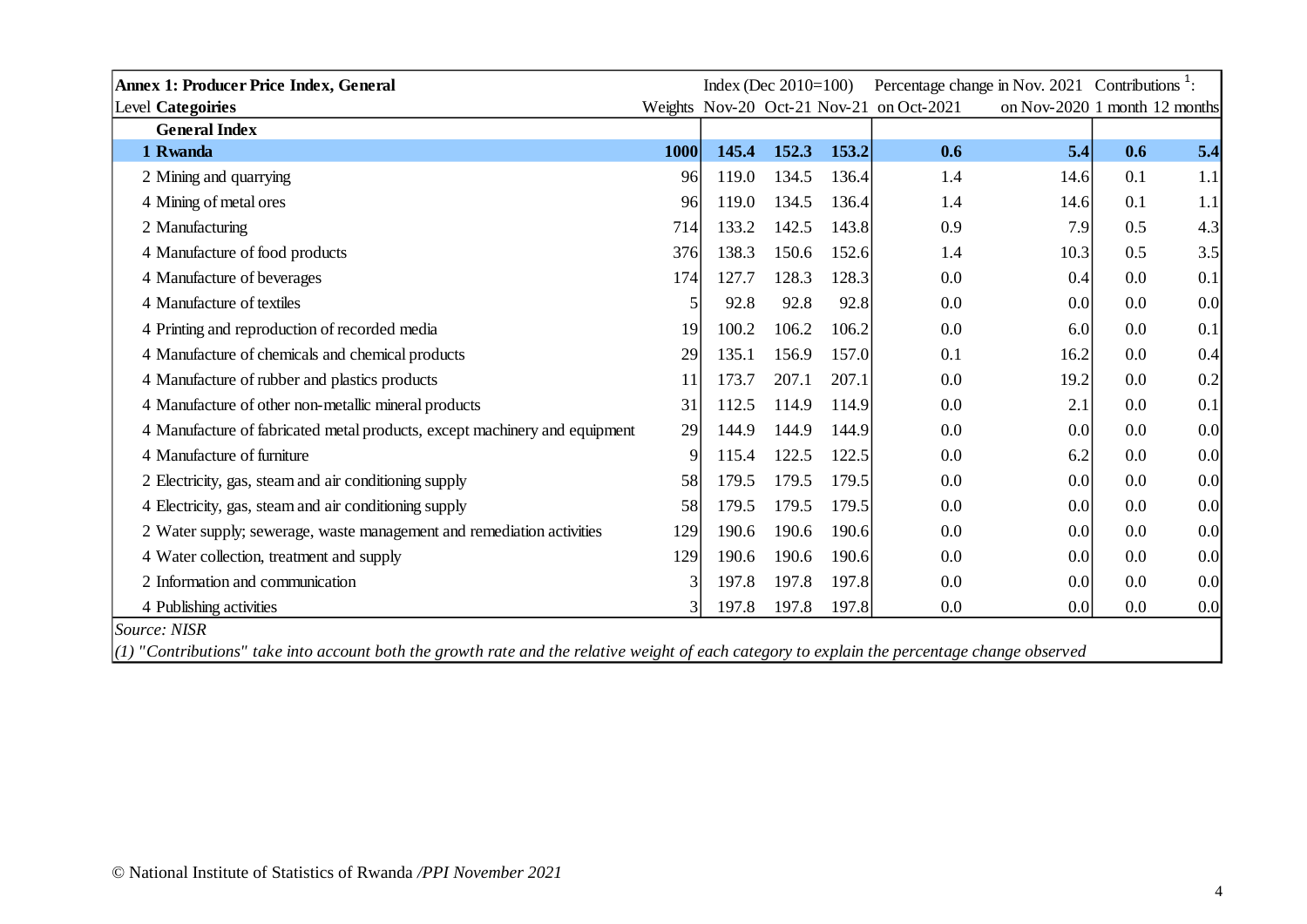| **Annex 1: Producer Price Index, General** | | Index (Dec 2010=100) | | | Percentage change in Nov. 2021 | | Contributions [1]: | |
|---|---|---|---|---|---|---|---|---|
| Level **Categoiries** | Weights | Nov-20 | Oct-21 | Nov-21 | on Oct-2021 | on Nov-2020 | 1 month | 12 months |
| **General Index** | | | | | | | | |
| **1 Rwanda** | **1000** | **145.4** | **152.3** | **153.2** | **0.6** | **5.4** | **0.6** | **5.4** |
| 2 Mining and quarrying | 96 | 119.0 | 134.5 | 136.4 | 1.4 | 14.6 | 0.1 | 1.1 |
| 4 Mining of metal ores | 96 | 119.0 | 134.5 | 136.4 | 1.4 | 14.6 | 0.1 | 1.1 |
| 2 Manufacturing | 714 | 133.2 | 142.5 | 143.8 | 0.9 | 7.9 | 0.5 | 4.3 |
| 4 Manufacture of food products | 376 | 138.3 | 150.6 | 152.6 | 1.4 | 10.3 | 0.5 | 3.5 |
| 4 Manufacture of beverages | 174 | 127.7 | 128.3 | 128.3 | 0.0 | 0.4 | 0.0 | 0.1 |
| 4 Manufacture of textiles | 5 | 92.8 | 92.8 | 92.8 | 0.0 | 0.0 | 0.0 | 0.0 |
| 4 Printing and reproduction of recorded media | 19 | 100.2 | 106.2 | 106.2 | 0.0 | 6.0 | 0.0 | 0.1 |
| 4 Manufacture of chemicals and chemical products | 29 | 135.1 | 156.9 | 157.0 | 0.1 | 16.2 | 0.0 | 0.4 |
| 4 Manufacture of rubber and plastics products | 11 | 173.7 | 207.1 | 207.1 | 0.0 | 19.2 | 0.0 | 0.2 |
| 4 Manufacture of other non-metallic mineral products | 31 | 112.5 | 114.9 | 114.9 | 0.0 | 2.1 | 0.0 | 0.1 |
| 4 Manufacture of fabricated metal products, except machinery and equipment | 29 | 144.9 | 144.9 | 144.9 | 0.0 | 0.0 | 0.0 | 0.0 |
| 4 Manufacture of furniture | 9 | 115.4 | 122.5 | 122.5 | 0.0 | 6.2 | 0.0 | 0.0 |
| 2 Electricity, gas, steam and air conditioning supply | 58 | 179.5 | 179.5 | 179.5 | 0.0 | 0.0 | 0.0 | 0.0 |
| 4 Electricity, gas, steam and air conditioning supply | 58 | 179.5 | 179.5 | 179.5 | 0.0 | 0.0 | 0.0 | 0.0 |
| 2 Water supply; sewerage, waste management and remediation activities | 129 | 190.6 | 190.6 | 190.6 | 0.0 | 0.0 | 0.0 | 0.0 |
| 4 Water collection, treatment and supply | 129 | 190.6 | 190.6 | 190.6 | 0.0 | 0.0 | 0.0 | 0.0 |
| 2 Information and communication | 3 | 197.8 | 197.8 | 197.8 | 0.0 | 0.0 | 0.0 | 0.0 |
| 4 Publishing activities | 3 | 197.8 | 197.8 | 197.8 | 0.0 | 0.0 | 0.0 | 0.0 |

*Source: NISR*

*(1) "Contributions" take into account both the growth rate and the relative weight of each category to explain the percentage change observed*

© National Institute of Statistics of Rwanda */PPI November 2021*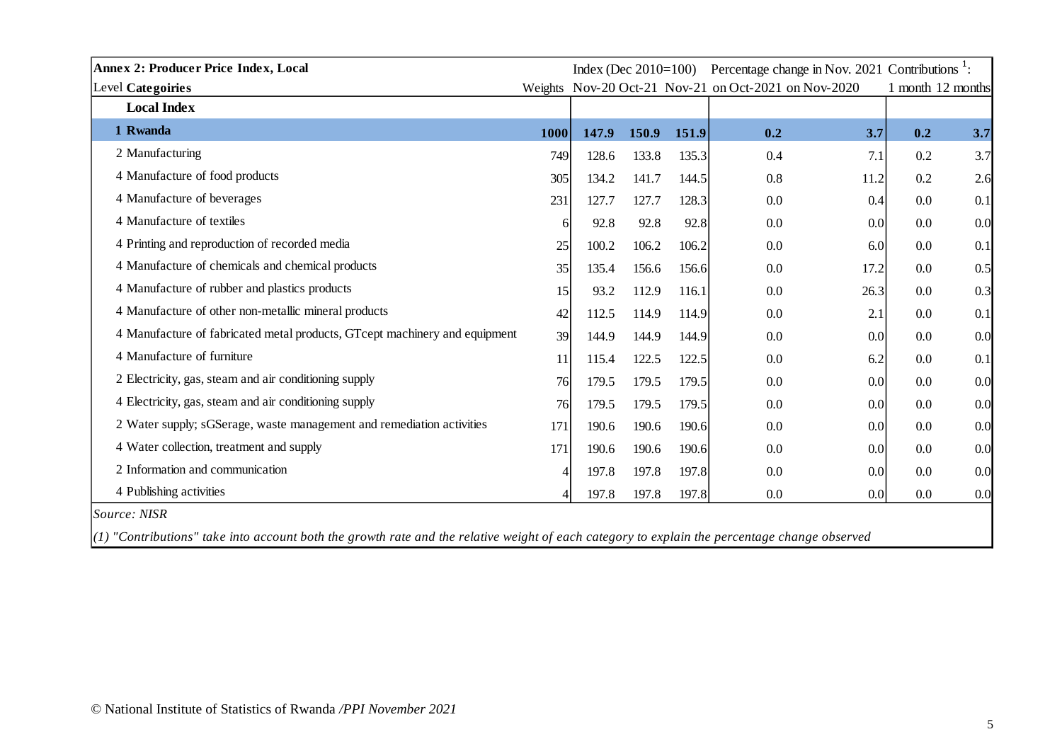| Annex 2: Producer Price Index, Local | | | Index (Dec 2010=100) | | | Percentage change in Nov. 2021 | | Contributions [1]: | |
|---|---|---|---|---|---|---|---|---|---|
| Level | **Categoiries** | Weights | Nov-20 | Oct-21 | Nov-21 | on Oct-2021 | on Nov-2020 | 1 month | 12 months |
| | **Local Index** | | | | | | | | |
| **1** | **Rwanda** | **1000** | **147.9** | **150.9** | **151.9** | **0.2** | **3.7** | **0.2** | **3.7** |
| 2 | Manufacturing | 749 | 128.6 | 133.8 | 135.3 | 0.4 | 7.1 | 0.2 | 3.7 |
| 4 | Manufacture of food products | 305 | 134.2 | 141.7 | 144.5 | 0.8 | 11.2 | 0.2 | 2.6 |
| 4 | Manufacture of beverages | 231 | 127.7 | 127.7 | 128.3 | 0.0 | 0.4 | 0.0 | 0.1 |
| 4 | Manufacture of textiles | 6 | 92.8 | 92.8 | 92.8 | 0.0 | 0.0 | 0.0 | 0.0 |
| 4 | Printing and reproduction of recorded media | 25 | 100.2 | 106.2 | 106.2 | 0.0 | 6.0 | 0.0 | 0.1 |
| 4 | Manufacture of chemicals and chemical products | 35 | 135.4 | 156.6 | 156.6 | 0.0 | 17.2 | 0.0 | 0.5 |
| 4 | Manufacture of rubber and plastics products | 15 | 93.2 | 112.9 | 116.1 | 0.0 | 26.3 | 0.0 | 0.3 |
| 4 | Manufacture of other non-metallic mineral products | 42 | 112.5 | 114.9 | 114.9 | 0.0 | 2.1 | 0.0 | 0.1 |
| 4 | Manufacture of fabricated metal products, GTcept machinery and equipment | 39 | 144.9 | 144.9 | 144.9 | 0.0 | 0.0 | 0.0 | 0.0 |
| 4 | Manufacture of furniture | 11 | 115.4 | 122.5 | 122.5 | 0.0 | 6.2 | 0.0 | 0.1 |
| 2 | Electricity, gas, steam and air conditioning supply | 76 | 179.5 | 179.5 | 179.5 | 0.0 | 0.0 | 0.0 | 0.0 |
| 4 | Electricity, gas, steam and air conditioning supply | 76 | 179.5 | 179.5 | 179.5 | 0.0 | 0.0 | 0.0 | 0.0 |
| 2 | Water supply; sGSerage, waste management and remediation activities | 171 | 190.6 | 190.6 | 190.6 | 0.0 | 0.0 | 0.0 | 0.0 |
| 4 | Water collection, treatment and supply | 171 | 190.6 | 190.6 | 190.6 | 0.0 | 0.0 | 0.0 | 0.0 |
| 2 | Information and communication | 4 | 197.8 | 197.8 | 197.8 | 0.0 | 0.0 | 0.0 | 0.0 |
| 4 | Publishing activities | 4 | 197.8 | 197.8 | 197.8 | 0.0 | 0.0 | 0.0 | 0.0 |

*Source: NISR*

*(1) "Contributions" take into account both the growth rate and the relative weight of each category to explain the percentage change observed*

© National Institute of Statistics of Rwanda */PPI November 2021*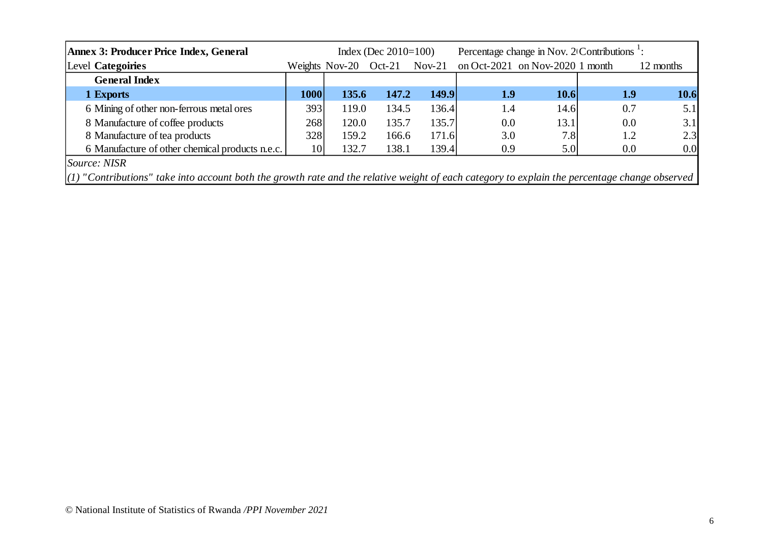| **Annex 3: Producer Price Index, General** | | Index (Dec 2010=100) | | | Percentage change in Nov. 2021 | | Contributions [1]: | |
|---|---|---|---|---|---|---|---|---|
| Level **Categoiries** | Weights | Nov-20 | Oct-21 | Nov-21 | on Oct-2021 | on Nov-2020 | 1 month | 12 months |
| **General Index** | | | | | | | | |
| **1 Exports** | **1000** | **135.6** | **147.2** | **149.9** | **1.9** | **10.6** | **1.9** | **10.6** |
| 6 Mining of other non-ferrous metal ores | 393 | 119.0 | 134.5 | 136.4 | 1.4 | 14.6 | 0.7 | 5.1 |
| 8 Manufacture of coffee products | 268 | 120.0 | 135.7 | 135.7 | 0.0 | 13.1 | 0.0 | 3.1 |
| 8 Manufacture of tea products | 328 | 159.2 | 166.6 | 171.6 | 3.0 | 7.8 | 1.2 | 2.3 |
| 6 Manufacture of other chemical products n.e.c. | 10 | 132.7 | 138.1 | 139.4 | 0.9 | 5.0 | 0.0 | 0.0 |

*Source: NISR*

*(1) "Contributions" take into account both the growth rate and the relative weight of each category to explain the percentage change observed*

© National Institute of Statistics of Rwanda */PPI November 2021*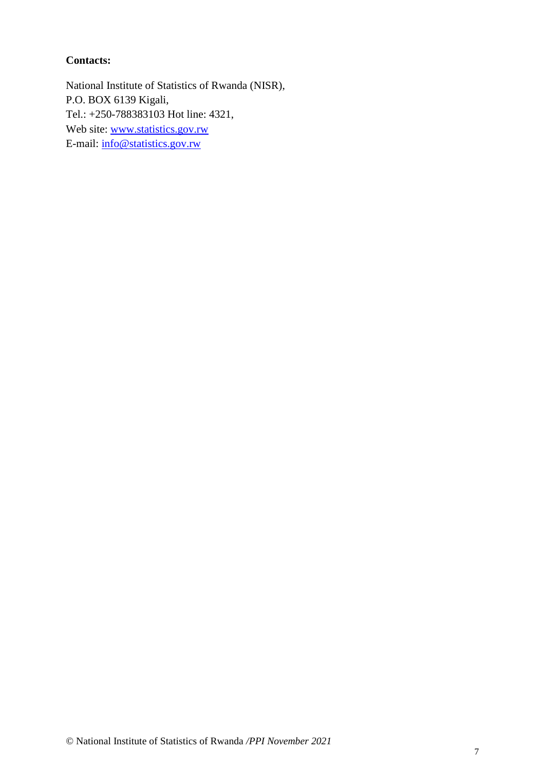**Contacts:**

National Institute of Statistics of Rwanda (NISR),  
P.O. BOX 6139 Kigali,  
Tel.: +250-788383103 Hot line: 4321,  
Web site: [www.statistics.gov.rw](http://www.statistics.gov.rw)  
E-mail: [info@statistics.gov.rw](mailto:info@statistics.gov.rw)